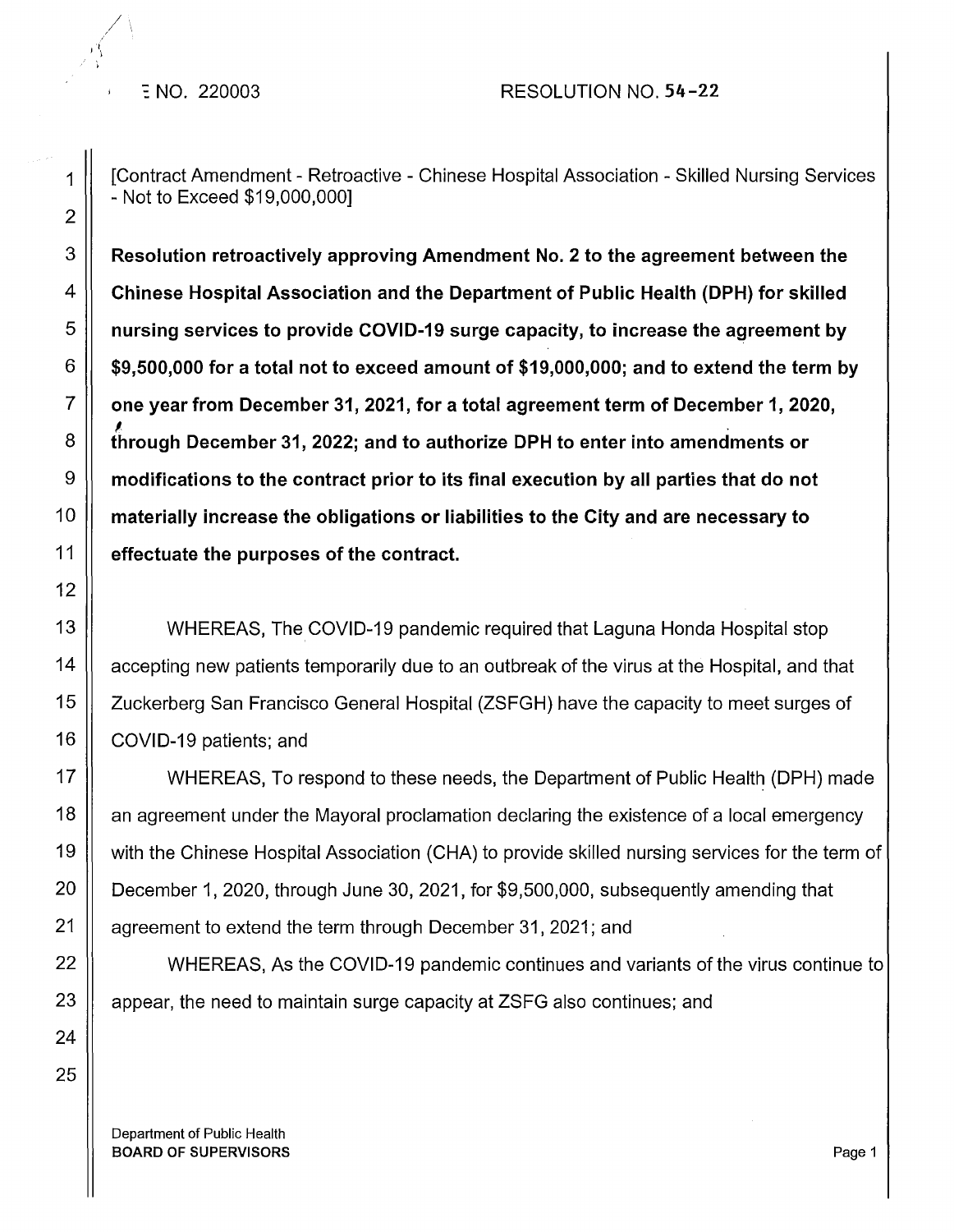FILE NO. 220003 RESOLUTION NO. 54-22

[Contract Amendment - Retroactive - Chinese Hospital Association - Skilled Nursing Services - Not to Exceed $19,000,000]

**Resolution retroactively approving Amendment No. 2 to the agreement between the Chinese Hospital Association and the Department of Public Health (DPH) for skilled nursing services to provide COVID-19 surge capacity, to increase the agreement by $9,500,000 for a total not to exceed amount of $19,000,000; and to extend the term by one year from December 31, 2021, for a total agreement term of December 1, 2020, through December 31, 2022; and to authorize DPH to enter into amendments or modifications to the contract prior to its final execution by all parties that do not materially increase the obligations or liabilities to the City and are necessary to effectuate the purposes of the contract.**

WHEREAS, The COVID-19 pandemic required that Laguna Honda Hospital stop accepting new patients temporarily due to an outbreak of the virus at the Hospital, and that Zuckerberg San Francisco General Hospital (ZSFGH) have the capacity to meet surges of COVID-19 patients; and

WHEREAS, To respond to these needs, the Department of Public Health (DPH) made an agreement under the Mayoral proclamation declaring the existence of a local emergency with the Chinese Hospital Association (CHA) to provide skilled nursing services for the term of December 1, 2020, through June 30, 2021, for $9,500,000, subsequently amending that agreement to extend the term through December 31, 2021; and

WHEREAS, As the COVID-19 pandemic continues and variants of the virus continue to appear, the need to maintain surge capacity at ZSFG also continues; and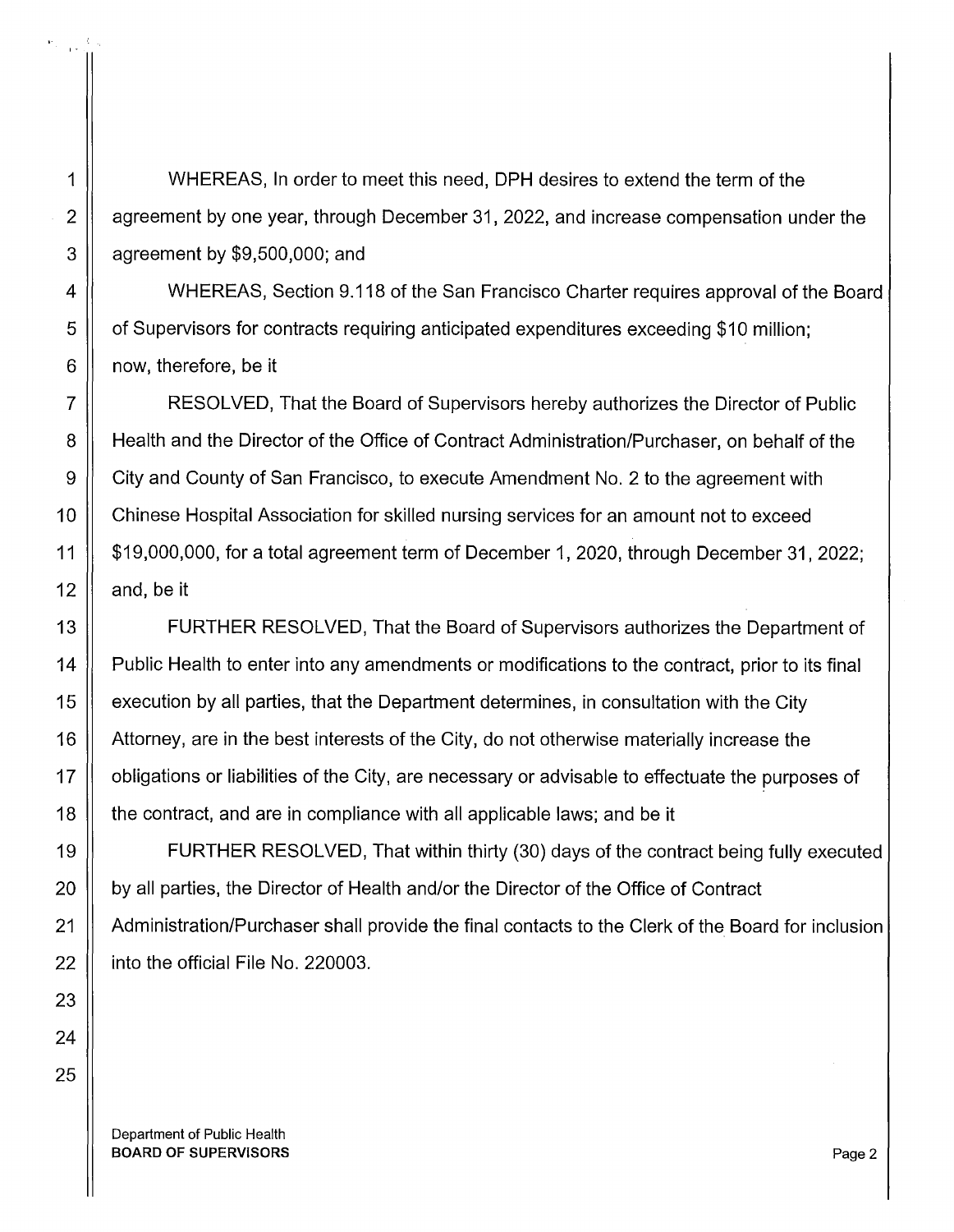WHEREAS, In order to meet this need, DPH desires to extend the term of the agreement by one year, through December 31, 2022, and increase compensation under the agreement by $9,500,000; and

WHEREAS, Section 9.118 of the San Francisco Charter requires approval of the Board of Supervisors for contracts requiring anticipated expenditures exceeding $10 million; now, therefore, be it

RESOLVED, That the Board of Supervisors hereby authorizes the Director of Public Health and the Director of the Office of Contract Administration/Purchaser, on behalf of the City and County of San Francisco, to execute Amendment No. 2 to the agreement with Chinese Hospital Association for skilled nursing services for an amount not to exceed $19,000,000, for a total agreement term of December 1, 2020, through December 31, 2022; and, be it

FURTHER RESOLVED, That the Board of Supervisors authorizes the Department of Public Health to enter into any amendments or modifications to the contract, prior to its final execution by all parties, that the Department determines, in consultation with the City Attorney, are in the best interests of the City, do not otherwise materially increase the obligations or liabilities of the City, are necessary or advisable to effectuate the purposes of the contract, and are in compliance with all applicable laws; and be it

FURTHER RESOLVED, That within thirty (30) days of the contract being fully executed by all parties, the Director of Health and/or the Director of the Office of Contract Administration/Purchaser shall provide the final contacts to the Clerk of the Board for inclusion into the official File No. 220003.

Department of Public Health
**BOARD OF SUPERVISORS**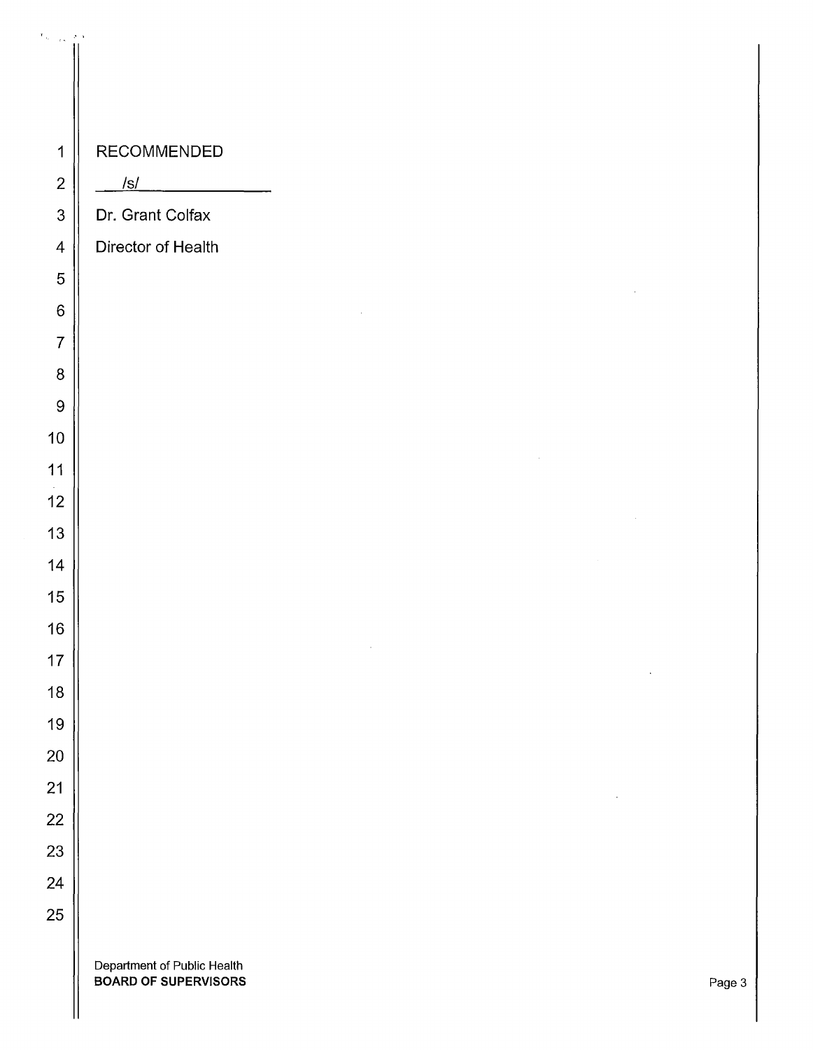RECOMMENDED

/s/

Dr. Grant Colfax

Director of Health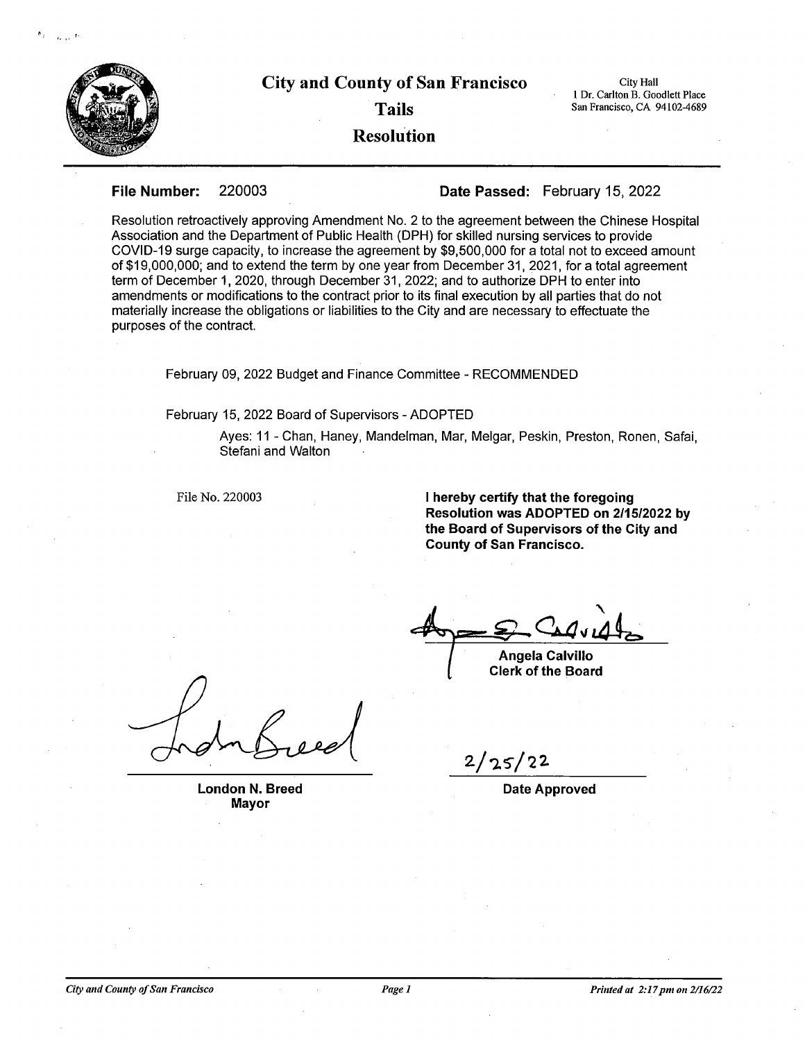# City and County of San Francisco

## Tails

## Resolution

City Hall
1 Dr. Carlton B. Goodlett Place
San Francisco, CA 94102-4689

---

**File Number:** 220003 **Date Passed:** February 15, 2022

Resolution retroactively approving Amendment No. 2 to the agreement between the Chinese Hospital Association and the Department of Public Health (DPH) for skilled nursing services to provide COVID-19 surge capacity, to increase the agreement by $9,500,000 for a total not to exceed amount of $19,000,000; and to extend the term by one year from December 31, 2021, for a total agreement term of December 1, 2020, through December 31, 2022; and to authorize DPH to enter into amendments or modifications to the contract prior to its final execution by all parties that do not materially increase the obligations or liabilities to the City and are necessary to effectuate the purposes of the contract.

February 09, 2022 Budget and Finance Committee - RECOMMENDED

February 15, 2022 Board of Supervisors - ADOPTED

Ayes: 11 - Chan, Haney, Mandelman, Mar, Melgar, Peskin, Preston, Ronen, Safai, Stefani and Walton

File No. 220003

**I hereby certify that the foregoing Resolution was ADOPTED on 2/15/2022 by the Board of Supervisors of the City and County of San Francisco.**

**Angela Calvillo**
**Clerk of the Board**

**London N. Breed**
**Mayor**

2/25/22

**Date Approved**